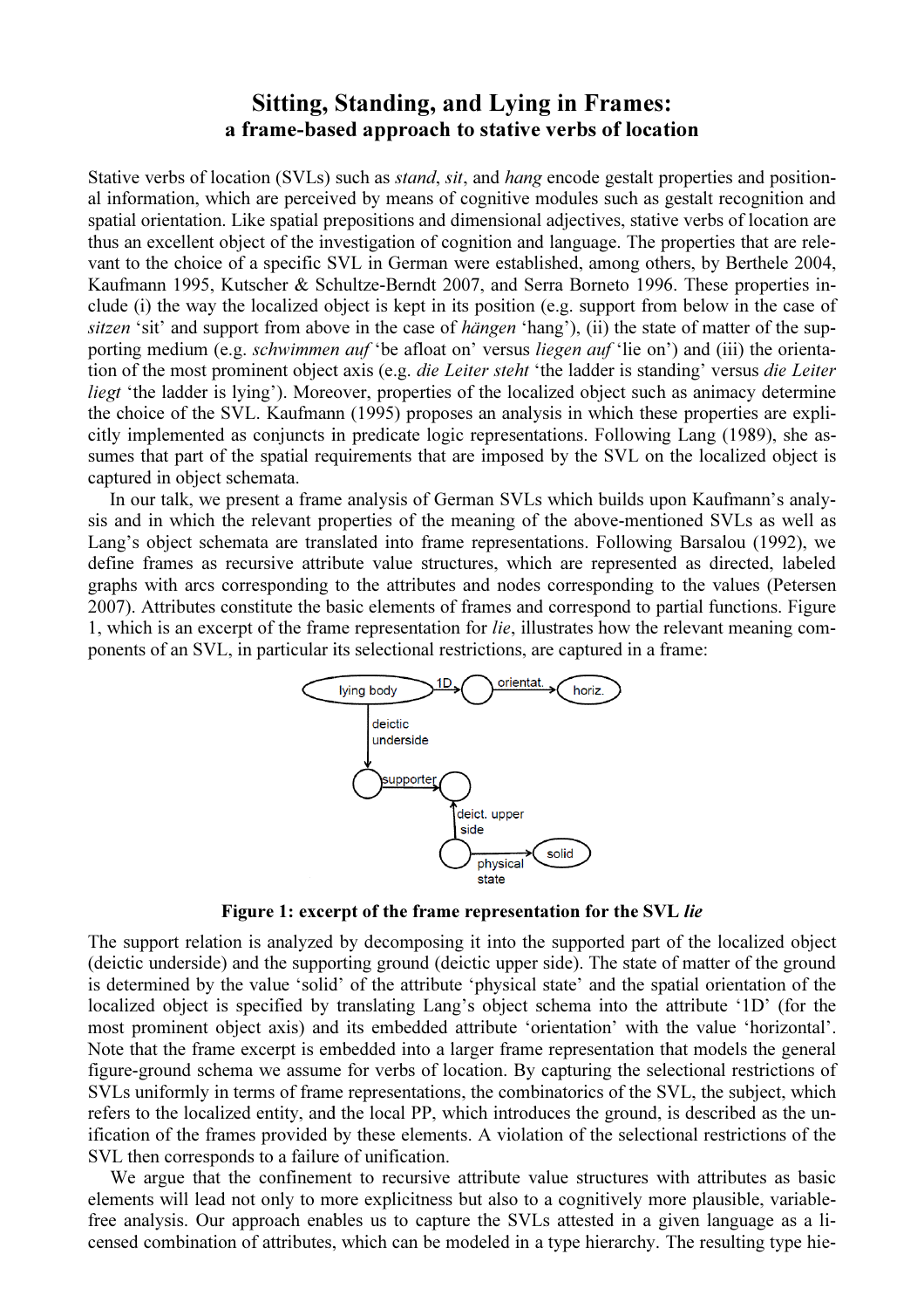# Sitting, Standing, and Lying in Frames:
## a frame-based approach to stative verbs of location

Stative verbs of location (SVLs) such as *stand*, *sit*, and *hang* encode gestalt properties and positional information, which are perceived by means of cognitive modules such as gestalt recognition and spatial orientation. Like spatial prepositions and dimensional adjectives, stative verbs of location are thus an excellent object of the investigation of cognition and language. The properties that are relevant to the choice of a specific SVL in German were established, among others, by Berthele 2004, Kaufmann 1995, Kutscher & Schultze-Berndt 2007, and Serra Borneto 1996. These properties include (i) the way the localized object is kept in its position (e.g. support from below in the case of *sitzen* 'sit' and support from above in the case of *hängen* 'hang'), (ii) the state of matter of the supporting medium (e.g. *schwimmen auf* 'be afloat on' versus *liegen auf* 'lie on') and (iii) the orientation of the most prominent object axis (e.g. *die Leiter steht* 'the ladder is standing' versus *die Leiter liegt* 'the ladder is lying'). Moreover, properties of the localized object such as animacy determine the choice of the SVL. Kaufmann (1995) proposes an analysis in which these properties are explicitly implemented as conjuncts in predicate logic representations. Following Lang (1989), she assumes that part of the spatial requirements that are imposed by the SVL on the localized object is captured in object schemata.

In our talk, we present a frame analysis of German SVLs which builds upon Kaufmann's analysis and in which the relevant properties of the meaning of the above-mentioned SVLs as well as Lang's object schemata are translated into frame representations. Following Barsalou (1992), we define frames as recursive attribute value structures, which are represented as directed, labeled graphs with arcs corresponding to the attributes and nodes corresponding to the values (Petersen 2007). Attributes constitute the basic elements of frames and correspond to partial functions. Figure 1, which is an excerpt of the frame representation for *lie*, illustrates how the relevant meaning components of an SVL, in particular its selectional restrictions, are captured in a frame:

**Figure 1: excerpt of the frame representation for the SVL *lie***

The support relation is analyzed by decomposing it into the supported part of the localized object (deictic underside) and the supporting ground (deictic upper side). The state of matter of the ground is determined by the value 'solid' of the attribute 'physical state' and the spatial orientation of the localized object is specified by translating Lang's object schema into the attribute '1D' (for the most prominent object axis) and its embedded attribute 'orientation' with the value 'horizontal'. Note that the frame excerpt is embedded into a larger frame representation that models the general figure-ground schema we assume for verbs of location. By capturing the selectional restrictions of SVLs uniformly in terms of frame representations, the combinatorics of the SVL, the subject, which refers to the localized entity, and the local PP, which introduces the ground, is described as the unification of the frames provided by these elements. A violation of the selectional restrictions of the SVL then corresponds to a failure of unification.

We argue that the confinement to recursive attribute value structures with attributes as basic elements will lead not only to more explicitness but also to a cognitively more plausible, variable-free analysis. Our approach enables us to capture the SVLs attested in a given language as a licensed combination of attributes, which can be modeled in a type hierarchy. The resulting type hie-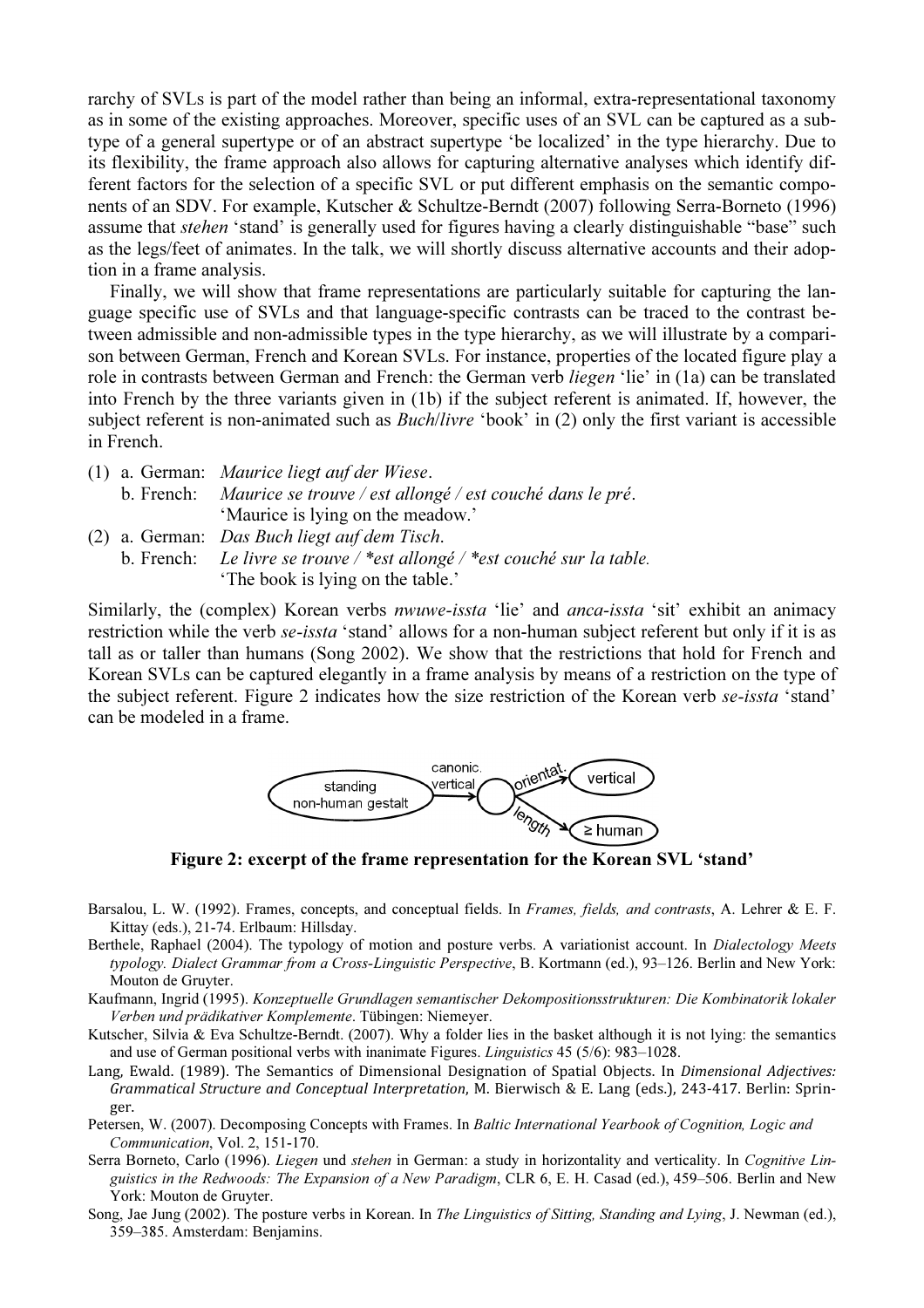rarchy of SVLs is part of the model rather than being an informal, extra-representational taxonomy as in some of the existing approaches. Moreover, specific uses of an SVL can be captured as a subtype of a general supertype or of an abstract supertype 'be localized' in the type hierarchy. Due to its flexibility, the frame approach also allows for capturing alternative analyses which identify different factors for the selection of a specific SVL or put different emphasis on the semantic components of an SDV. For example, Kutscher & Schultze-Berndt (2007) following Serra-Borneto (1996) assume that *stehen* 'stand' is generally used for figures having a clearly distinguishable "base" such as the legs/feet of animates. In the talk, we will shortly discuss alternative accounts and their adoption in a frame analysis.

Finally, we will show that frame representations are particularly suitable for capturing the language specific use of SVLs and that language-specific contrasts can be traced to the contrast between admissible and non-admissible types in the type hierarchy, as we will illustrate by a comparison between German, French and Korean SVLs. For instance, properties of the located figure play a role in contrasts between German and French: the German verb *liegen* 'lie' in (1a) can be translated into French by the three variants given in (1b) if the subject referent is animated. If, however, the subject referent is non-animated such as *Buch*/*livre* 'book' in (2) only the first variant is accessible in French.

(1) a. German: *Maurice liegt auf der Wiese*.
    b. French: *Maurice se trouve / est allongé / est couché dans le pré*.
    'Maurice is lying on the meadow.'

(2) a. German: *Das Buch liegt auf dem Tisch*.
    b. French: *Le livre se trouve / *est allongé / *est couché sur la table.*
    'The book is lying on the table.'

Similarly, the (complex) Korean verbs *nwuwe-issta* 'lie' and *anca-issta* 'sit' exhibit an animacy restriction while the verb *se-issta* 'stand' allows for a non-human subject referent but only if it is as tall as or taller than humans (Song 2002). We show that the restrictions that hold for French and Korean SVLs can be captured elegantly in a frame analysis by means of a restriction on the type of the subject referent. Figure 2 indicates how the size restriction of the Korean verb *se-issta* 'stand' can be modeled in a frame.

standing non-human gestalt
canonic. vertical
orientat.
vertical
length
≥ human

**Figure 2: excerpt of the frame representation for the Korean SVL 'stand'**

Barsalou, L. W. (1992). Frames, concepts, and conceptual fields. In *Frames, fields, and contrasts*, A. Lehrer & E. F. Kittay (eds.), 21-74. Erlbaum: Hillsday.

Berthele, Raphael (2004). The typology of motion and posture verbs. A variationist account. In *Dialectology Meets typology. Dialect Grammar from a Cross-Linguistic Perspective*, B. Kortmann (ed.), 93–126. Berlin and New York: Mouton de Gruyter.

Kaufmann, Ingrid (1995). *Konzeptuelle Grundlagen semantischer Dekompositionsstrukturen: Die Kombinatorik lokaler Verben und prädikativer Komplemente*. Tübingen: Niemeyer.

Kutscher, Silvia & Eva Schultze-Berndt. (2007). Why a folder lies in the basket although it is not lying: the semantics and use of German positional verbs with inanimate Figures. *Linguistics* 45 (5/6): 983–1028.

Lang, Ewald. (1989). The Semantics of Dimensional Designation of Spatial Objects. In *Dimensional Adjectives: Grammatical Structure and Conceptual Interpretation*, M. Bierwisch & E. Lang (eds.), 243-417. Berlin: Springer.

Petersen, W. (2007). Decomposing Concepts with Frames. In *Baltic International Yearbook of Cognition, Logic and Communication*, Vol. 2, 151-170.

Serra Borneto, Carlo (1996). *Liegen* und *stehen* in German: a study in horizontality and verticality. In *Cognitive Linguistics in the Redwoods: The Expansion of a New Paradigm*, CLR 6, E. H. Casad (ed.), 459–506. Berlin and New York: Mouton de Gruyter.

Song, Jae Jung (2002). The posture verbs in Korean. In *The Linguistics of Sitting, Standing and Lying*, J. Newman (ed.), 359–385. Amsterdam: Benjamins.